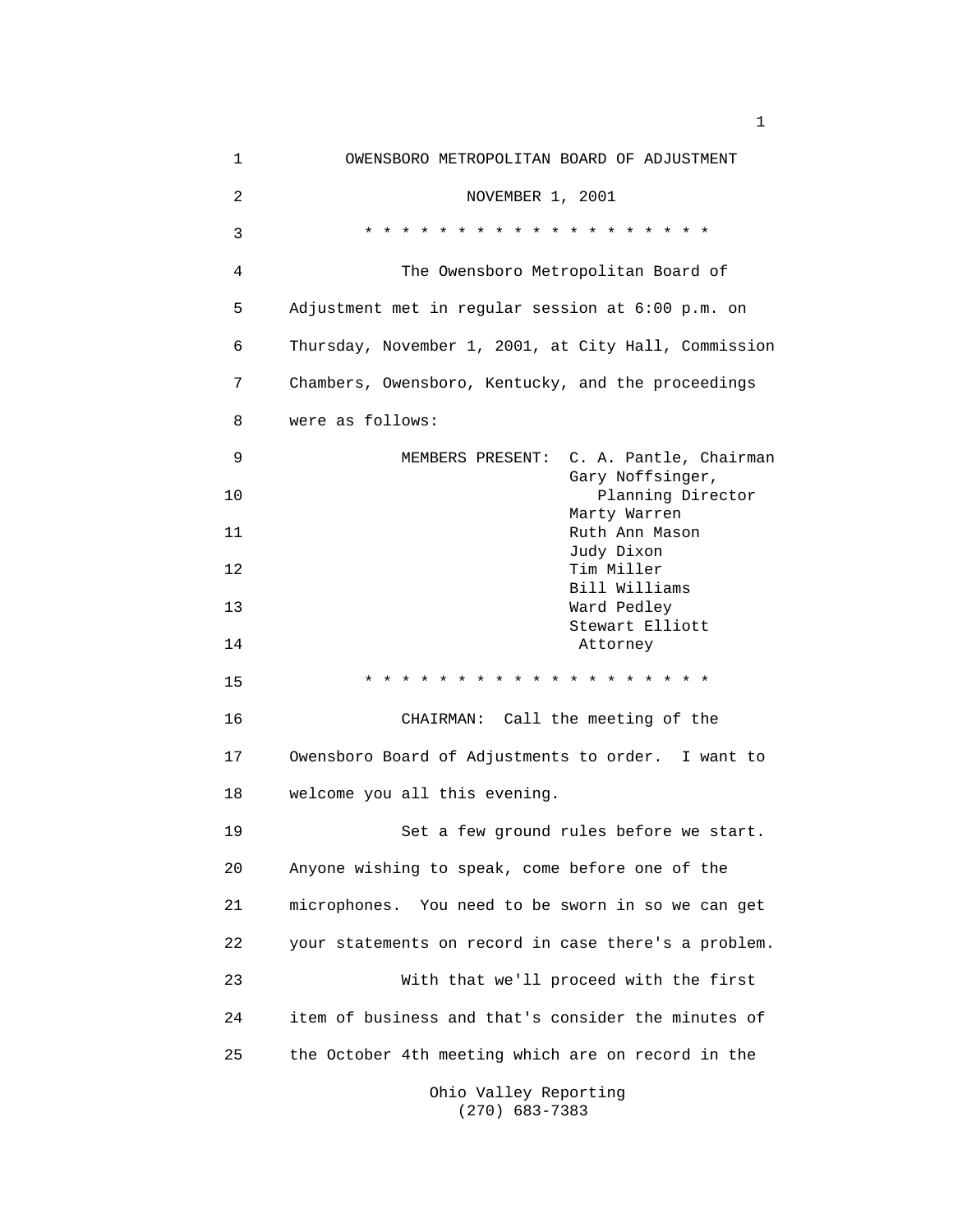# OWENSBORO METROPOLITAN BOARD OF ADJUSTMENT

NOVEMBER 1, 2001

\* \* \* \* \* \* \* \* \* \* \* \* \* \* \* \* \* \* \* \*

The Owensboro Metropolitan Board of Adjustment met in regular session at 6:00 p.m. on Thursday, November 1, 2001, at City Hall, Commission Chambers, Owensboro, Kentucky, and the proceedings were as follows:

MEMBERS PRESENT:
- C. A. Pantle, Chairman
- Gary Noffsinger, Planning Director
- Marty Warren
- Ruth Ann Mason
- Judy Dixon
- Tim Miller
- Bill Williams
- Ward Pedley
- Stewart Elliott, Attorney

\* \* \* \* \* \* \* \* \* \* \* \* \* \* \* \* \* \* \* \*

CHAIRMAN: Call the meeting of the Owensboro Board of Adjustments to order. I want to welcome you all this evening.

Set a few ground rules before we start. Anyone wishing to speak, come before one of the microphones. You need to be sworn in so we can get your statements on record in case there's a problem.

With that we'll proceed with the first item of business and that's consider the minutes of the October 4th meeting which are on record in the

Ohio Valley Reporting
(270) 683-7383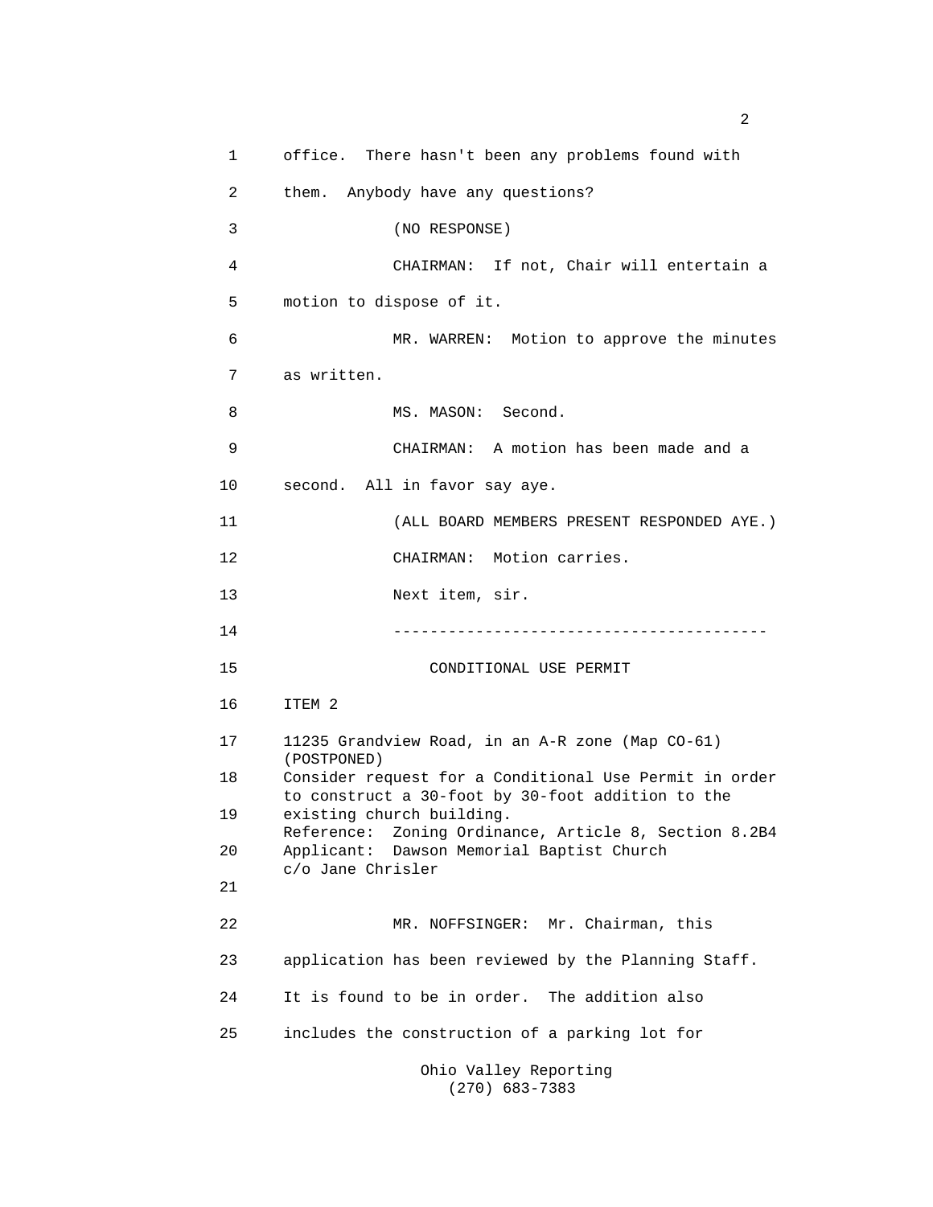1 office. There hasn't been any problems found with

2 them. Anybody have any questions?

3 (NO RESPONSE)

4 CHAIRMAN: If not, Chair will entertain a

5 motion to dispose of it.

6 MR. WARREN: Motion to approve the minutes

7 as written.

8 MS. MASON: Second.

9 CHAIRMAN: A motion has been made and a

10 second. All in favor say aye.

11 (ALL BOARD MEMBERS PRESENT RESPONDED AYE.)

12 CHAIRMAN: Motion carries.

13 Next item, sir.

14 ----------------------------------------

15 CONDITIONAL USE PERMIT

16 ITEM 2

17 11235 Grandview Road, in an A-R zone (Map CO-61) (POSTPONED)

18 Consider request for a Conditional Use Permit in order to construct a 30-foot by 30-foot addition to the

19 existing church building.
Reference: Zoning Ordinance, Article 8, Section 8.2B4

20 Applicant: Dawson Memorial Baptist Church
c/o Jane Chrisler

21

22 MR. NOFFSINGER: Mr. Chairman, this

23 application has been reviewed by the Planning Staff.

24 It is found to be in order. The addition also

25 includes the construction of a parking lot for

Ohio Valley Reporting
(270) 683-7383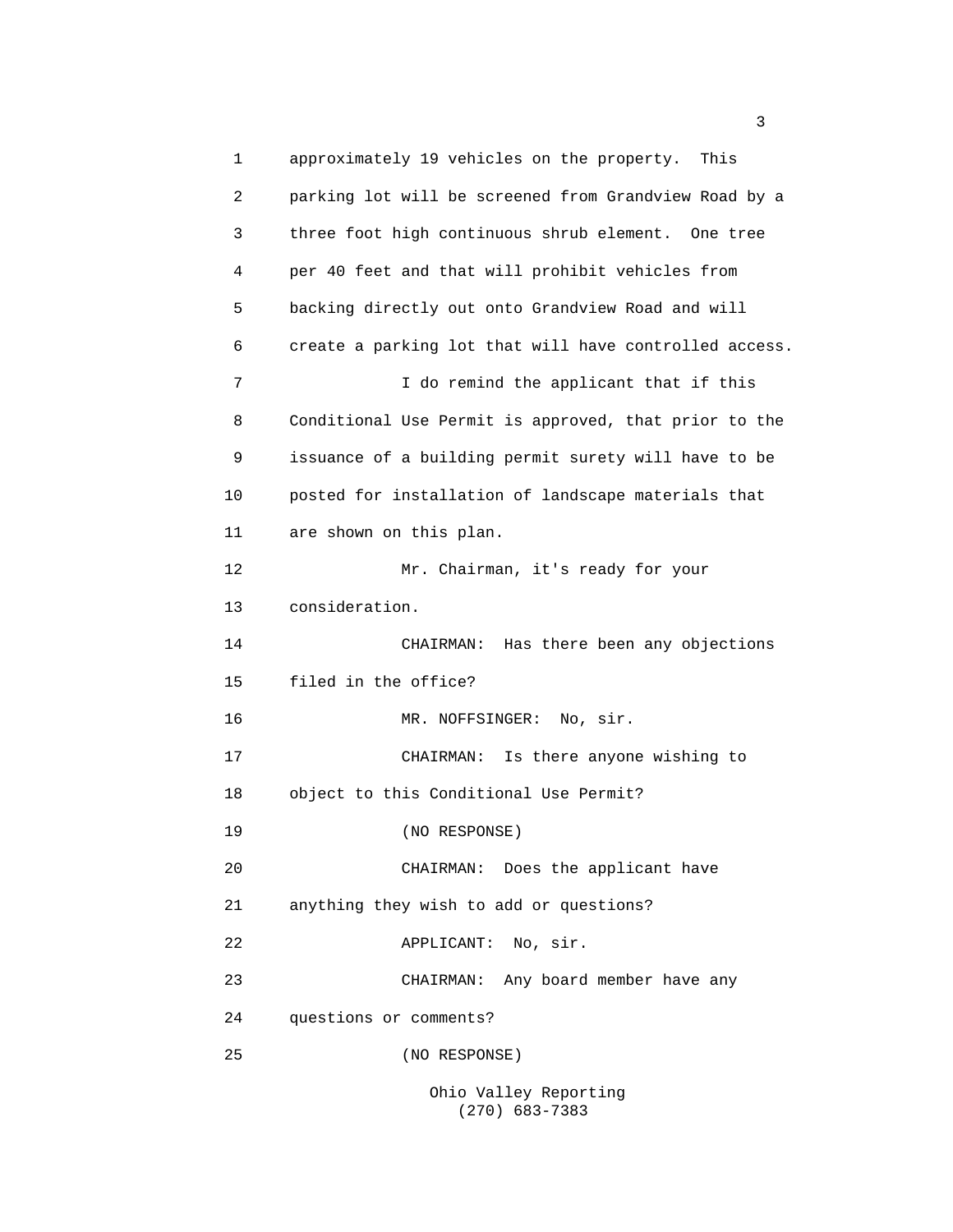approximately 19 vehicles on the property. This parking lot will be screened from Grandview Road by a three foot high continuous shrub element. One tree per 40 feet and that will prohibit vehicles from backing directly out onto Grandview Road and will create a parking lot that will have controlled access.

I do remind the applicant that if this Conditional Use Permit is approved, that prior to the issuance of a building permit surety will have to be posted for installation of landscape materials that are shown on this plan.

Mr. Chairman, it's ready for your consideration.

CHAIRMAN: Has there been any objections filed in the office?

MR. NOFFSINGER: No, sir.

CHAIRMAN: Is there anyone wishing to object to this Conditional Use Permit?

(NO RESPONSE)

CHAIRMAN: Does the applicant have anything they wish to add or questions?

APPLICANT: No, sir.

CHAIRMAN: Any board member have any questions or comments?

(NO RESPONSE)

Ohio Valley Reporting
(270) 683-7383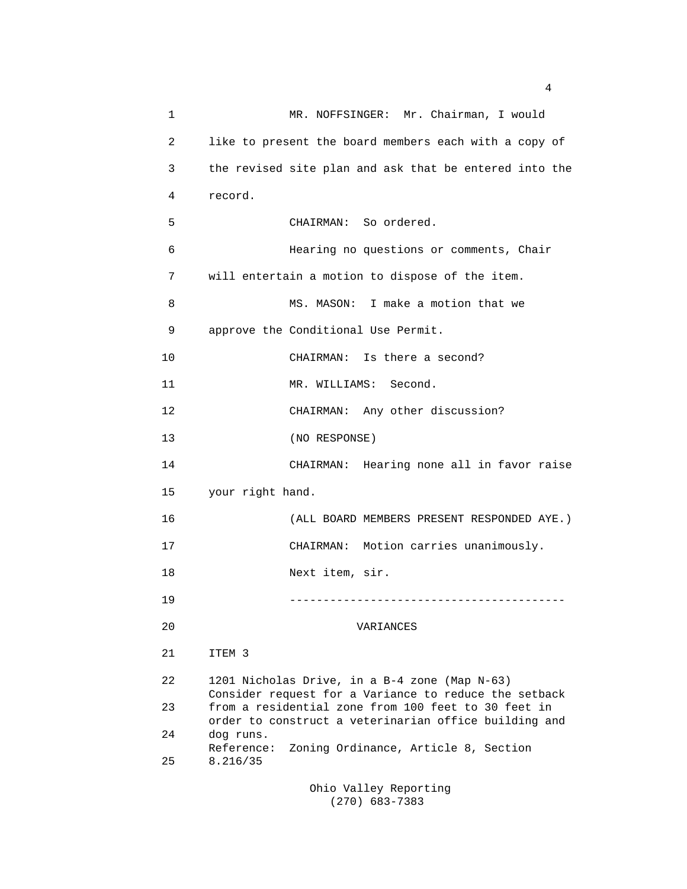MR. NOFFSINGER: Mr. Chairman, I would like to present the board members each with a copy of the revised site plan and ask that be entered into the record.

CHAIRMAN: So ordered.

Hearing no questions or comments, Chair will entertain a motion to dispose of the item.

MS. MASON: I make a motion that we approve the Conditional Use Permit.

CHAIRMAN: Is there a second?

MR. WILLIAMS: Second.

CHAIRMAN: Any other discussion?

(NO RESPONSE)

CHAIRMAN: Hearing none all in favor raise your right hand.

(ALL BOARD MEMBERS PRESENT RESPONDED AYE.)

CHAIRMAN: Motion carries unanimously.

Next item, sir.

----------------------------------------

VARIANCES

ITEM 3

1201 Nicholas Drive, in a B-4 zone (Map N-63)
Consider request for a Variance to reduce the setback from a residential zone from 100 feet to 30 feet in order to construct a veterinarian office building and dog runs.
Reference: Zoning Ordinance, Article 8, Section 8.216/35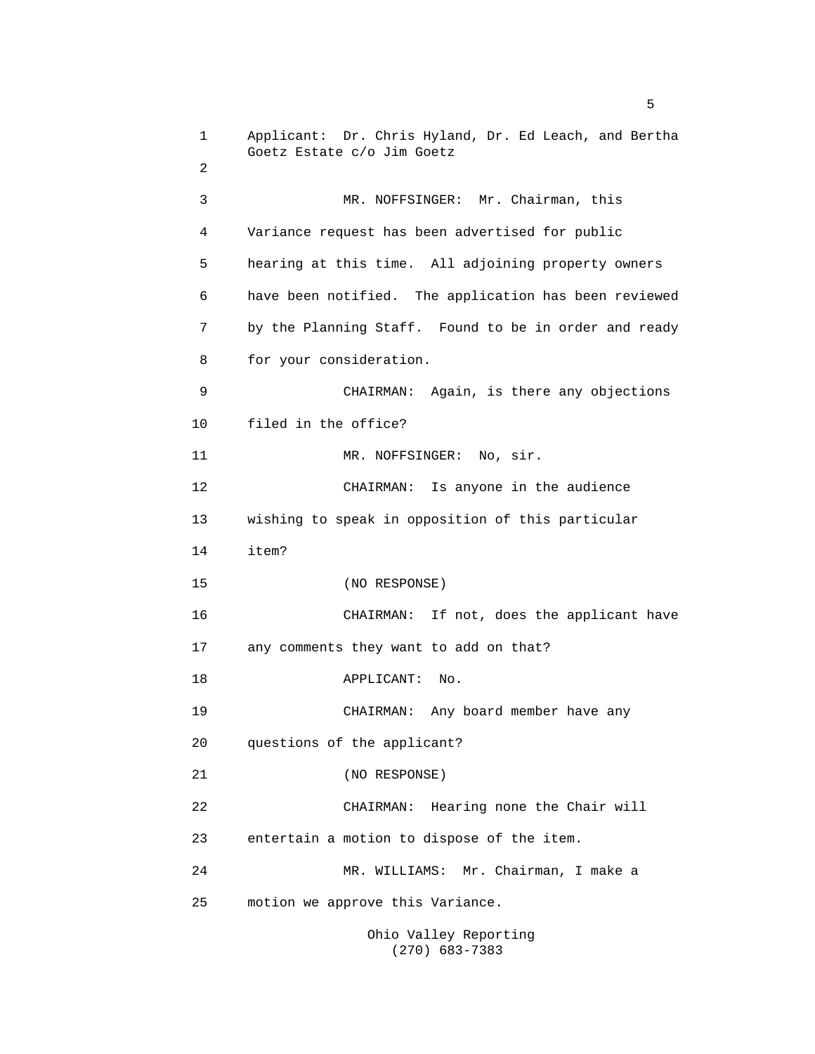Applicant: Dr. Chris Hyland, Dr. Ed Leach, and Bertha Goetz Estate c/o Jim Goetz

MR. NOFFSINGER: Mr. Chairman, this Variance request has been advertised for public hearing at this time. All adjoining property owners have been notified. The application has been reviewed by the Planning Staff. Found to be in order and ready for your consideration.

CHAIRMAN: Again, is there any objections filed in the office?

MR. NOFFSINGER: No, sir.

CHAIRMAN: Is anyone in the audience wishing to speak in opposition of this particular item?

(NO RESPONSE)

CHAIRMAN: If not, does the applicant have any comments they want to add on that?

APPLICANT: No.

CHAIRMAN: Any board member have any questions of the applicant?

(NO RESPONSE)

CHAIRMAN: Hearing none the Chair will entertain a motion to dispose of the item.

MR. WILLIAMS: Mr. Chairman, I make a motion we approve this Variance.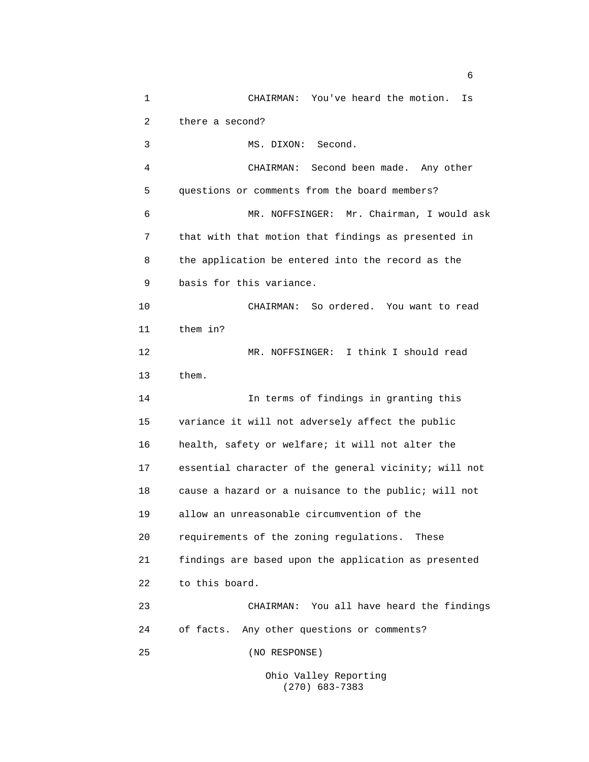CHAIRMAN: You've heard the motion. Is there a second?

MS. DIXON: Second.

CHAIRMAN: Second been made. Any other questions or comments from the board members?

MR. NOFFSINGER: Mr. Chairman, I would ask that with that motion that findings as presented in the application be entered into the record as the basis for this variance.

CHAIRMAN: So ordered. You want to read them in?

MR. NOFFSINGER: I think I should read them.

In terms of findings in granting this variance it will not adversely affect the public health, safety or welfare; it will not alter the essential character of the general vicinity; will not cause a hazard or a nuisance to the public; will not allow an unreasonable circumvention of the requirements of the zoning regulations. These findings are based upon the application as presented to this board.

CHAIRMAN: You all have heard the findings of facts. Any other questions or comments?

(NO RESPONSE)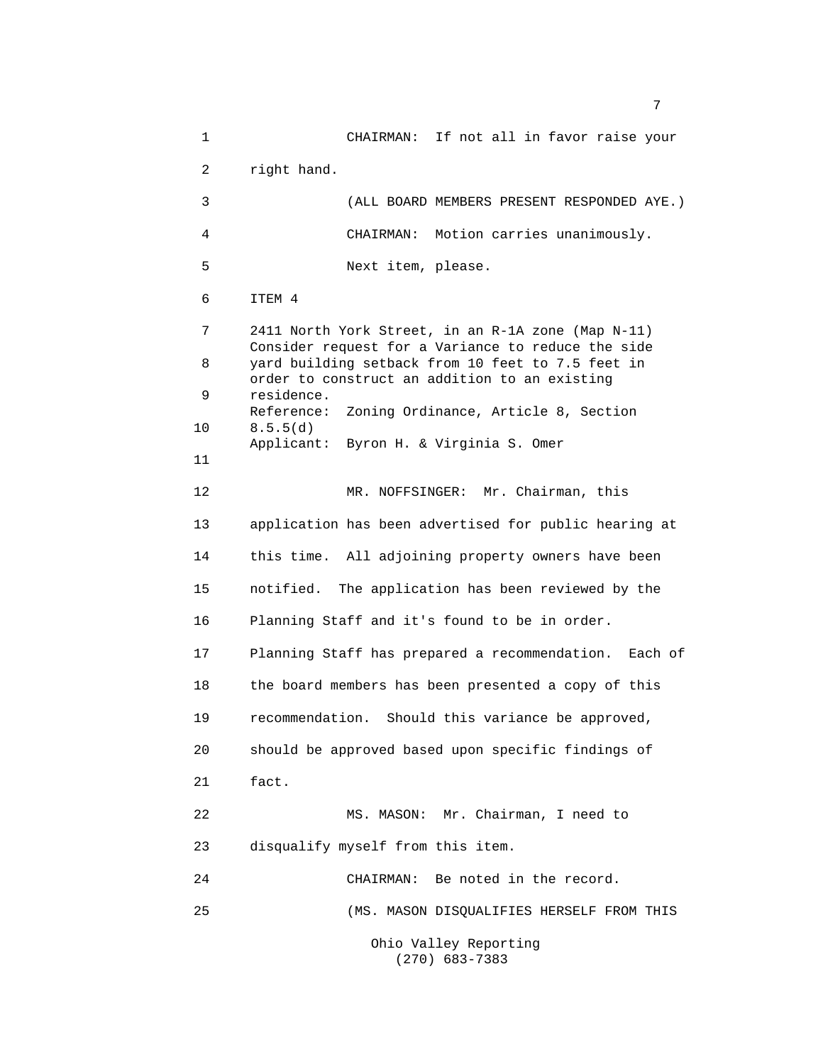CHAIRMAN: If not all in favor raise your right hand.

(ALL BOARD MEMBERS PRESENT RESPONDED AYE.)

CHAIRMAN: Motion carries unanimously.

Next item, please.

ITEM 4

2411 North York Street, in an R-1A zone (Map N-11)
Consider request for a Variance to reduce the side yard building setback from 10 feet to 7.5 feet in order to construct an addition to an existing residence.
Reference: Zoning Ordinance, Article 8, Section 8.5.5(d)
Applicant: Byron H. & Virginia S. Omer

MR. NOFFSINGER: Mr. Chairman, this application has been advertised for public hearing at this time. All adjoining property owners have been notified. The application has been reviewed by the Planning Staff and it's found to be in order. Planning Staff has prepared a recommendation. Each of the board members has been presented a copy of this recommendation. Should this variance be approved, should be approved based upon specific findings of fact.

MS. MASON: Mr. Chairman, I need to disqualify myself from this item.

CHAIRMAN: Be noted in the record.

(MS. MASON DISQUALIFIES HERSELF FROM THIS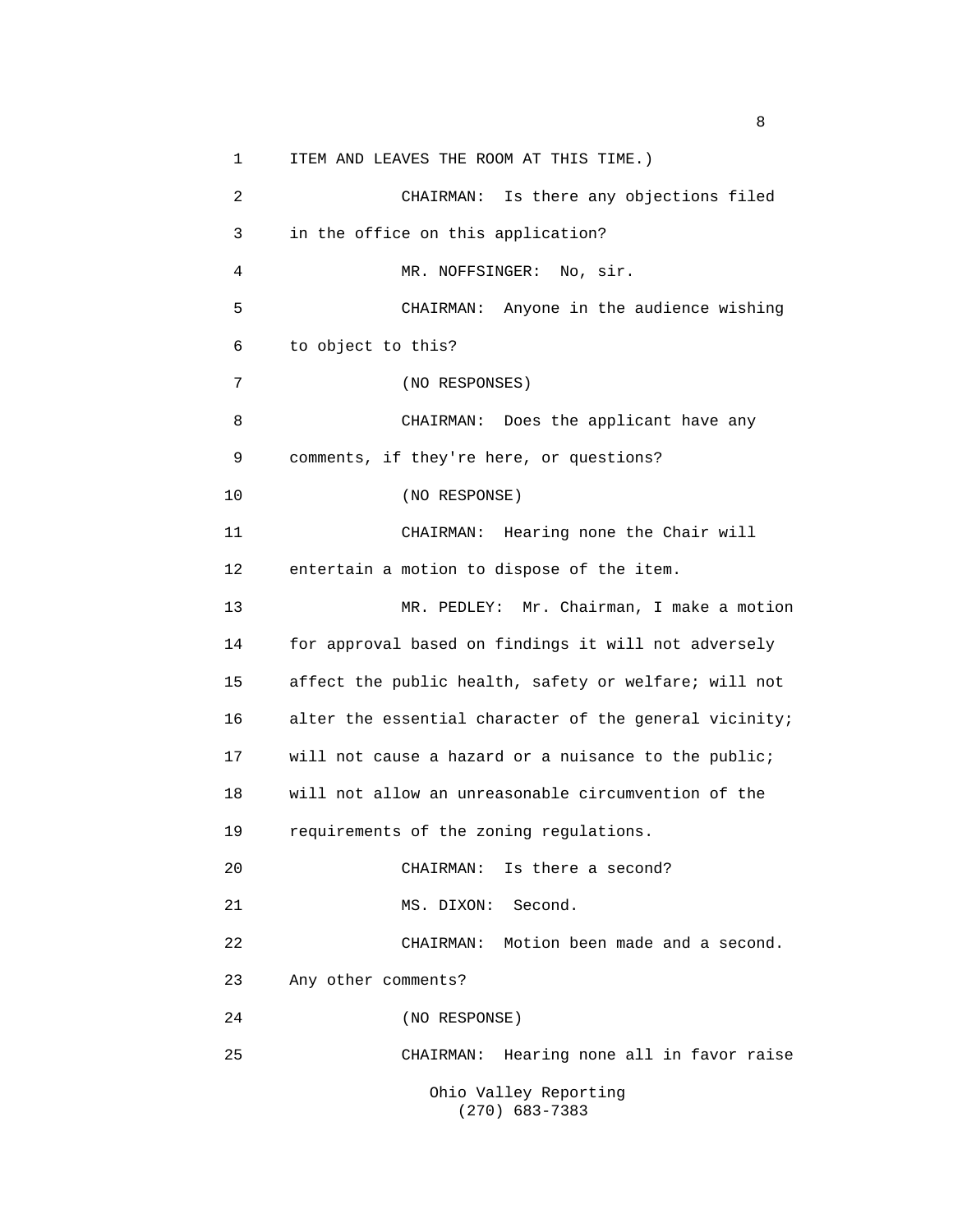ITEM AND LEAVES THE ROOM AT THIS TIME.)

CHAIRMAN: Is there any objections filed in the office on this application?

MR. NOFFSINGER: No, sir.

CHAIRMAN: Anyone in the audience wishing to object to this?

(NO RESPONSES)

CHAIRMAN: Does the applicant have any comments, if they're here, or questions?

(NO RESPONSE)

CHAIRMAN: Hearing none the Chair will entertain a motion to dispose of the item.

MR. PEDLEY: Mr. Chairman, I make a motion for approval based on findings it will not adversely affect the public health, safety or welfare; will not alter the essential character of the general vicinity; will not cause a hazard or a nuisance to the public; will not allow an unreasonable circumvention of the requirements of the zoning regulations.

CHAIRMAN: Is there a second?

MS. DIXON: Second.

CHAIRMAN: Motion been made and a second. Any other comments?

(NO RESPONSE)

CHAIRMAN: Hearing none all in favor raise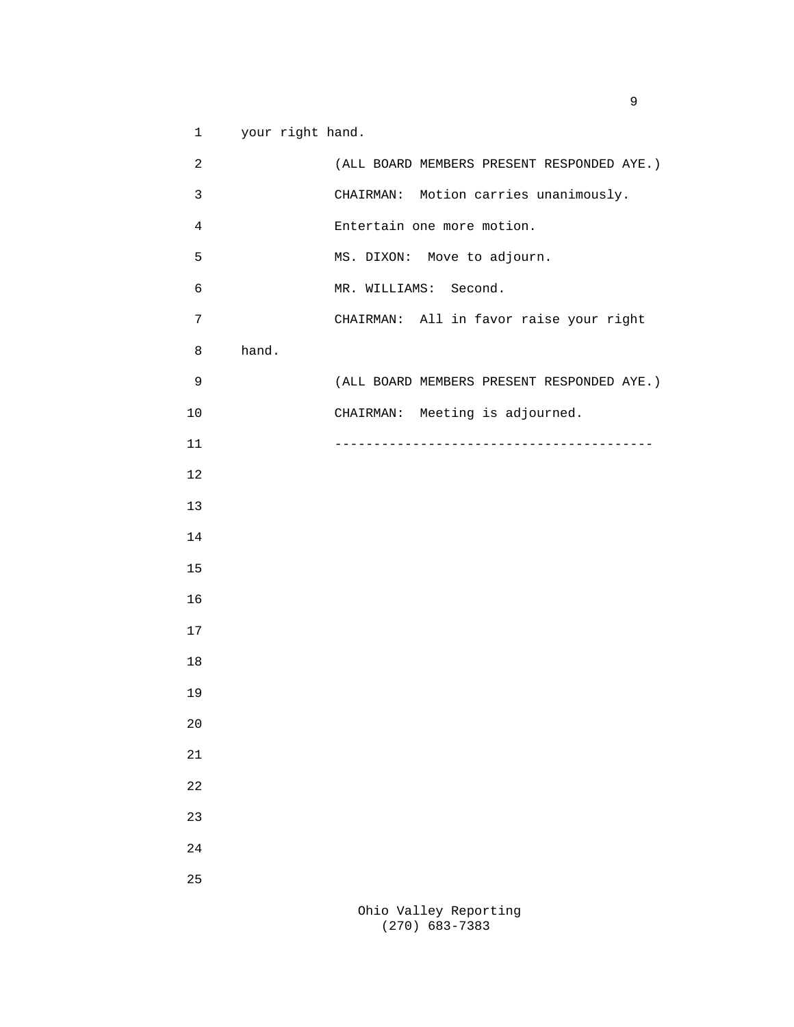your right hand.

(ALL BOARD MEMBERS PRESENT RESPONDED AYE.)

CHAIRMAN: Motion carries unanimously.

Entertain one more motion.

MS. DIXON: Move to adjourn.

MR. WILLIAMS: Second.

CHAIRMAN: All in favor raise your right hand.

(ALL BOARD MEMBERS PRESENT RESPONDED AYE.)

CHAIRMAN: Meeting is adjourned.

----------------------------------------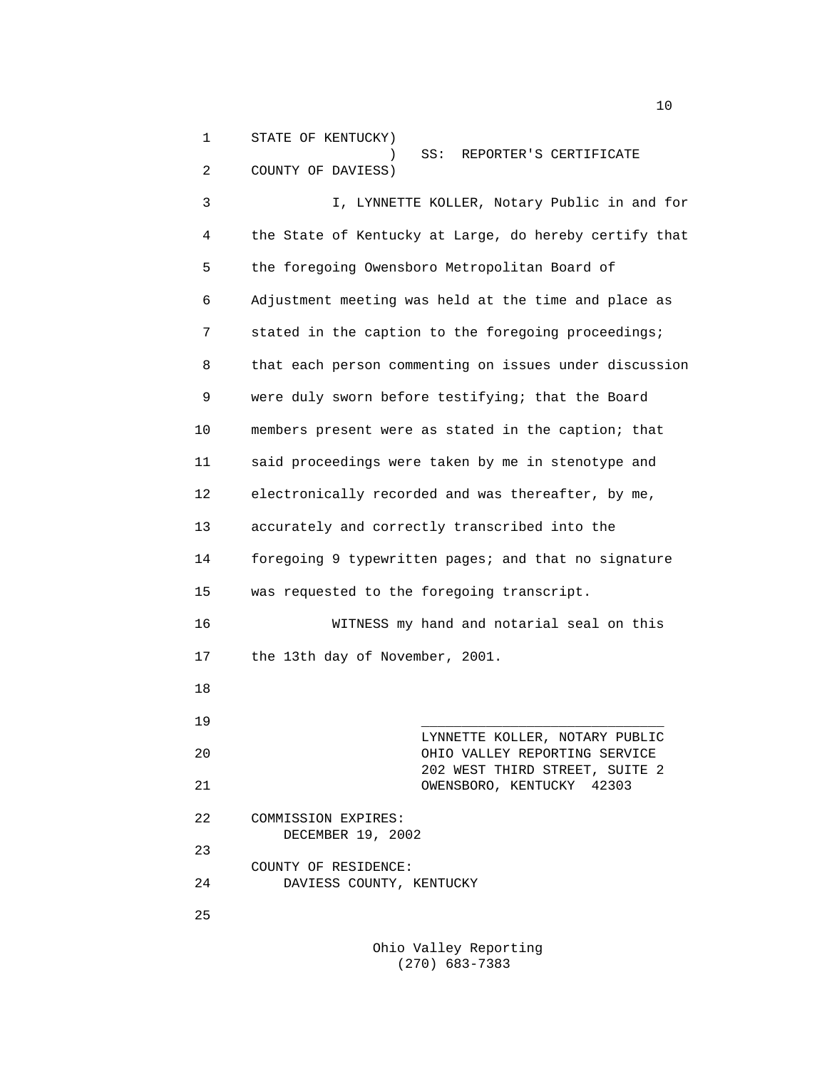STATE OF KENTUCKY)
) SS: REPORTER'S CERTIFICATE
COUNTY OF DAVIESS)

I, LYNNETTE KOLLER, Notary Public in and for the State of Kentucky at Large, do hereby certify that the foregoing Owensboro Metropolitan Board of Adjustment meeting was held at the time and place as stated in the caption to the foregoing proceedings; that each person commenting on issues under discussion were duly sworn before testifying; that the Board members present were as stated in the caption; that said proceedings were taken by me in stenotype and electronically recorded and was thereafter, by me, accurately and correctly transcribed into the foregoing 9 typewritten pages; and that no signature was requested to the foregoing transcript.

WITNESS my hand and notarial seal on this the 13th day of November, 2001.

______________________________
LYNNETTE KOLLER, NOTARY PUBLIC
OHIO VALLEY REPORTING SERVICE
202 WEST THIRD STREET, SUITE 2
OWENSBORO, KENTUCKY 42303

COMMISSION EXPIRES:
DECEMBER 19, 2002

COUNTY OF RESIDENCE:
DAVIESS COUNTY, KENTUCKY